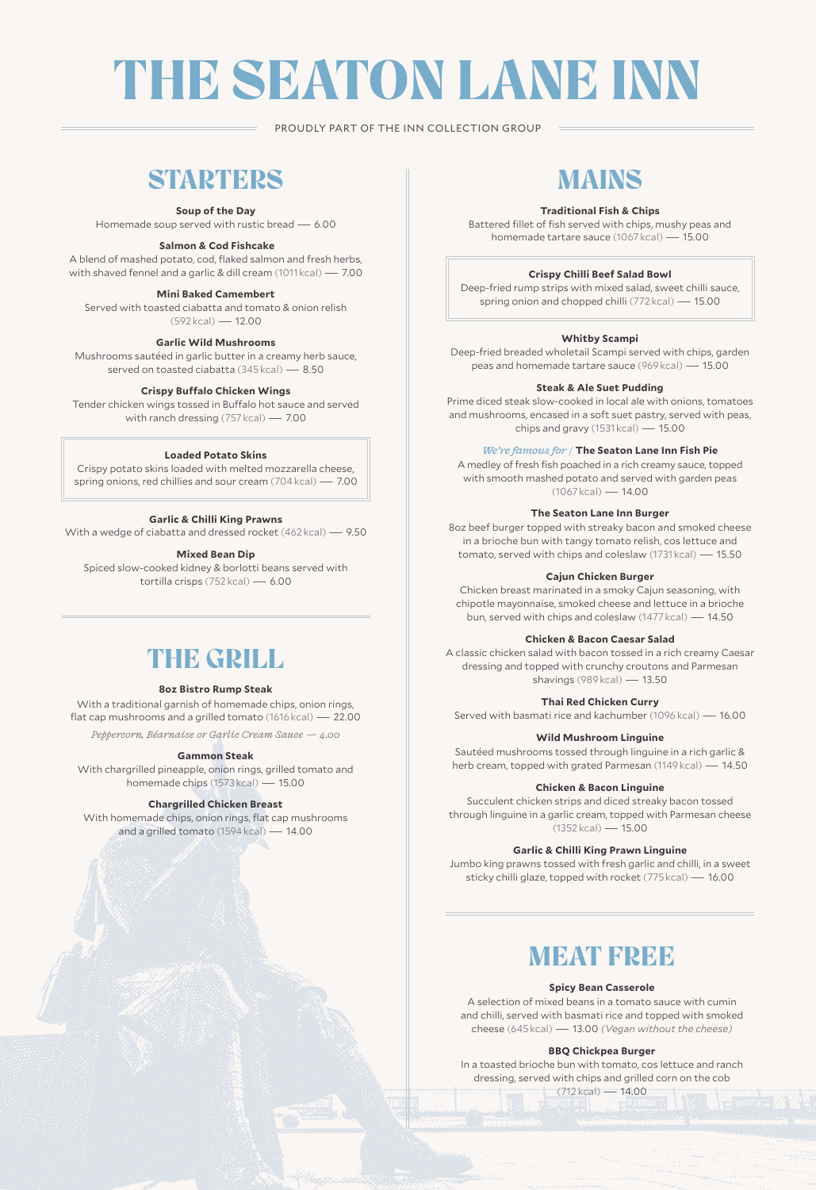# THE SEATON LANE INN

PROUDLY PART OF THE INN COLLECTION GROUP

## STARTERS

**Soup of the Day**
Homemade soup served with rustic bread — 6.00

**Salmon & Cod Fishcake**
A blend of mashed potato, cod, flaked salmon and fresh herbs, with shaved fennel and a garlic & dill cream (1011 kcal) — 7.00

**Mini Baked Camembert**
Served with toasted ciabatta and tomato & onion relish (592 kcal) — 12.00

**Garlic Wild Mushrooms**
Mushrooms sautéed in garlic butter in a creamy herb sauce, served on toasted ciabatta (345 kcal) — 8.50

**Crispy Buffalo Chicken Wings**
Tender chicken wings tossed in Buffalo hot sauce and served with ranch dressing (757 kcal) — 7.00

**Loaded Potato Skins**
Crispy potato skins loaded with melted mozzarella cheese, spring onions, red chillies and sour cream (704 kcal) — 7.00

**Garlic & Chilli King Prawns**
With a wedge of ciabatta and dressed rocket (462 kcal) — 9.50

**Mixed Bean Dip**
Spiced slow-cooked kidney & borlotti beans served with tortilla crisps (752 kcal) — 6.00

## THE GRILL

**8oz Bistro Rump Steak**
With a traditional garnish of homemade chips, onion rings, flat cap mushrooms and a grilled tomato (1616 kcal) — 22.00

*Peppercorn, Béarnaise or Garlic Cream Sauce — 4.00*

**Gammon Steak**
With chargrilled pineapple, onion rings, grilled tomato and homemade chips (1573 kcal) — 15.00

**Chargrilled Chicken Breast**
With homemade chips, onion rings, flat cap mushrooms and a grilled tomato (1594 kcal) — 14.00

## MAINS

**Traditional Fish & Chips**
Battered fillet of fish served with chips, mushy peas and homemade tartare sauce (1067 kcal) — 15.00

**Crispy Chilli Beef Salad Bowl**
Deep-fried rump strips with mixed salad, sweet chilli sauce, spring onion and chopped chilli (772 kcal) — 15.00

**Whitby Scampi**
Deep-fried breaded wholetail Scampi served with chips, garden peas and homemade tartare sauce (969 kcal) — 15.00

**Steak & Ale Suet Pudding**
Prime diced steak slow-cooked in local ale with onions, tomatoes and mushrooms, encased in a soft suet pastry, served with peas, chips and gravy (1531 kcal) — 15.00

*We're famous for* / **The Seaton Lane Inn Fish Pie**
A medley of fresh fish poached in a rich creamy sauce, topped with smooth mashed potato and served with garden peas (1067 kcal) — 14.00

**The Seaton Lane Inn Burger**
8oz beef burger topped with streaky bacon and smoked cheese in a brioche bun with tangy tomato relish, cos lettuce and tomato, served with chips and coleslaw (1731 kcal) — 15.50

**Cajun Chicken Burger**
Chicken breast marinated in a smoky Cajun seasoning, with chipotle mayonnaise, smoked cheese and lettuce in a brioche bun, served with chips and coleslaw (1477 kcal) — 14.50

**Chicken & Bacon Caesar Salad**
A classic chicken salad with bacon tossed in a rich creamy Caesar dressing and topped with crunchy croutons and Parmesan shavings (989 kcal) — 13.50

**Thai Red Chicken Curry**
Served with basmati rice and kachumber (1096 kcal) — 16.00

**Wild Mushroom Linguine**
Sautéed mushrooms tossed through linguine in a rich garlic & herb cream, topped with grated Parmesan (1149 kcal) — 14.50

**Chicken & Bacon Linguine**
Succulent chicken strips and diced streaky bacon tossed through linguine in a garlic cream, topped with Parmesan cheese (1352 kcal) — 15.00

**Garlic & Chilli King Prawn Linguine**
Jumbo king prawns tossed with fresh garlic and chilli, in a sweet sticky chilli glaze, topped with rocket (775 kcal) — 16.00

## MEAT FREE

**Spicy Bean Casserole**
A selection of mixed beans in a tomato sauce with cumin and chilli, served with basmati rice and topped with smoked cheese (645 kcal) — 13.00 *(Vegan without the cheese)*

**BBQ Chickpea Burger**
In a toasted brioche bun with tomato, cos lettuce and ranch dressing, served with chips and grilled corn on the cob (712 kcal) — 14.00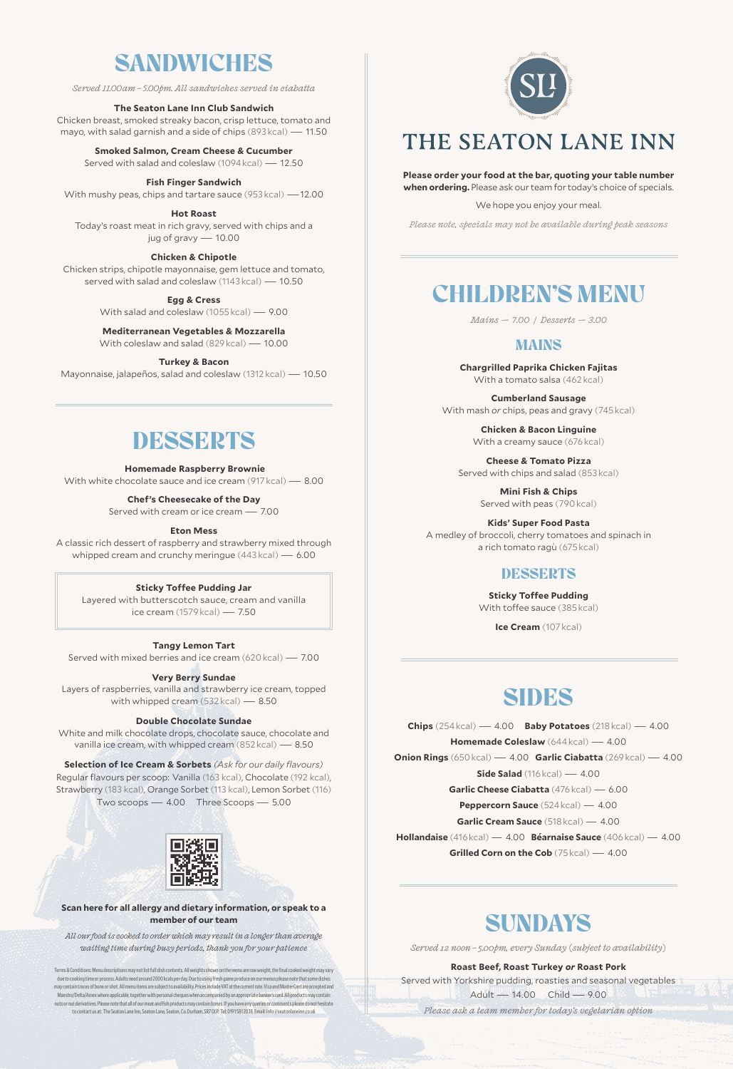# SANDWICHES

*Served 11.00am – 5.00pm. All sandwiches served in ciabatta*

**The Seaton Lane Inn Club Sandwich**
Chicken breast, smoked streaky bacon, crisp lettuce, tomato and mayo, with salad garnish and a side of chips (893 kcal) — 11.50

**Smoked Salmon, Cream Cheese & Cucumber**
Served with salad and coleslaw (1094 kcal) — 12.50

**Fish Finger Sandwich**
With mushy peas, chips and tartare sauce (953 kcal) — 12.00

**Hot Roast**
Today's roast meat in rich gravy, served with chips and a jug of gravy — 10.00

**Chicken & Chipotle**
Chicken strips, chipotle mayonnaise, gem lettuce and tomato, served with salad and coleslaw (1143 kcal) — 10.50

**Egg & Cress**
With salad and coleslaw (1055 kcal) — 9.00

**Mediterranean Vegetables & Mozzarella**
With coleslaw and salad (829 kcal) — 10.00

**Turkey & Bacon**
Mayonnaise, jalapeños, salad and coleslaw (1312 kcal) — 10.50

# DESSERTS

**Homemade Raspberry Brownie**
With white chocolate sauce and ice cream (917 kcal) — 8.00

**Chef's Cheesecake of the Day**
Served with cream or ice cream — 7.00

**Eton Mess**
A classic rich dessert of raspberry and strawberry mixed through whipped cream and crunchy meringue (443 kcal) — 6.00

**Sticky Toffee Pudding Jar**
Layered with butterscotch sauce, cream and vanilla ice cream (1579 kcal) — 7.50

**Tangy Lemon Tart**
Served with mixed berries and ice cream (620 kcal) — 7.00

**Very Berry Sundae**
Layers of raspberries, vanilla and strawberry ice cream, topped with whipped cream (532 kcal) — 8.50

**Double Chocolate Sundae**
White and milk chocolate drops, chocolate sauce, chocolate and vanilla ice cream, with whipped cream (852 kcal) — 8.50

**Selection of Ice Cream & Sorbets** *(Ask for our daily flavours)*
Regular flavours per scoop: Vanilla (163 kcal), Chocolate (192 kcal), Strawberry (183 kcal), Orange Sorbet (113 kcal), Lemon Sorbet (116)
Two scoops — 4.00  Three Scoops — 5.00

**Scan here for all allergy and dietary information, or speak to a member of our team**

*All our food is cooked to order which may result in a longer than average waiting time during busy periods, thank you for your patience*

Terms & Conditions: Menu descriptions may not list full dish contents. All weights shown on the menu are raw weight, the final cooked weight may vary due to cooking time or process. Adults need around 2000 kcals per day. Due to using fresh game produce on our menus please note that some dishes may contain traces of bone or shot. All menu items are subject to availability. Prices include VAT at the current rate. Visa and MasterCard are accepted and Maestro/Delta/Amex where applicable, together with personal cheques when accompanied by an appropriate banker's card. All products may contain nuts or nut derivatives. Please note that all of our meat and fish products may contain bones. If you have any queries or comments please do not hesitate to contact us at: The Seaton Lane Inn, Seaton Lane, Seaton, Co.Durham, SR7 0LP. Tel: 01915812038. Email: info@seatonlaneinn.co.uk

# THE SEATON LANE INN

**Please order your food at the bar, quoting your table number when ordering.** Please ask our team for today's choice of specials.

We hope you enjoy your meal.

*Please note, specials may not be available during peak seasons*

# CHILDREN'S MENU

*Mains — 7.00 | Desserts — 3.00*

## MAINS

**Chargrilled Paprika Chicken Fajitas**
With a tomato salsa (462 kcal)

**Cumberland Sausage**
With mash *or* chips, peas and gravy (745 kcal)

**Chicken & Bacon Linguine**
With a creamy sauce (676 kcal)

**Cheese & Tomato Pizza**
Served with chips and salad (853 kcal)

**Mini Fish & Chips**
Served with peas (790 kcal)

**Kids' Super Food Pasta**
A medley of broccoli, cherry tomatoes and spinach in a rich tomato ragù (675 kcal)

## DESSERTS

**Sticky Toffee Pudding**
With toffee sauce (385 kcal)

**Ice Cream** (107 kcal)

# SIDES

**Chips** (254 kcal) — 4.00  **Baby Potatoes** (218 kcal) — 4.00
**Homemade Coleslaw** (644 kcal) — 4.00
**Onion Rings** (650 kcal) — 4.00  **Garlic Ciabatta** (269 kcal) — 4.00
**Side Salad** (116 kcal) — 4.00
**Garlic Cheese Ciabatta** (476 kcal) — 6.00
**Peppercorn Sauce** (524 kcal) — 4.00
**Garlic Cream Sauce** (518 kcal) — 4.00
**Hollandaise** (416 kcal) — 4.00  **Béarnaise Sauce** (406 kcal) — 4.00
**Grilled Corn on the Cob** (75 kcal) — 4.00

# SUNDAYS

*Served 12 noon – 5.00pm, every Sunday (subject to availability)*

**Roast Beef, Roast Turkey *or* Roast Pork**
Served with Yorkshire pudding, roasties and seasonal vegetables
Adult — 14.00  Child — 9.00

*Please ask a team member for today's vegetarian option*